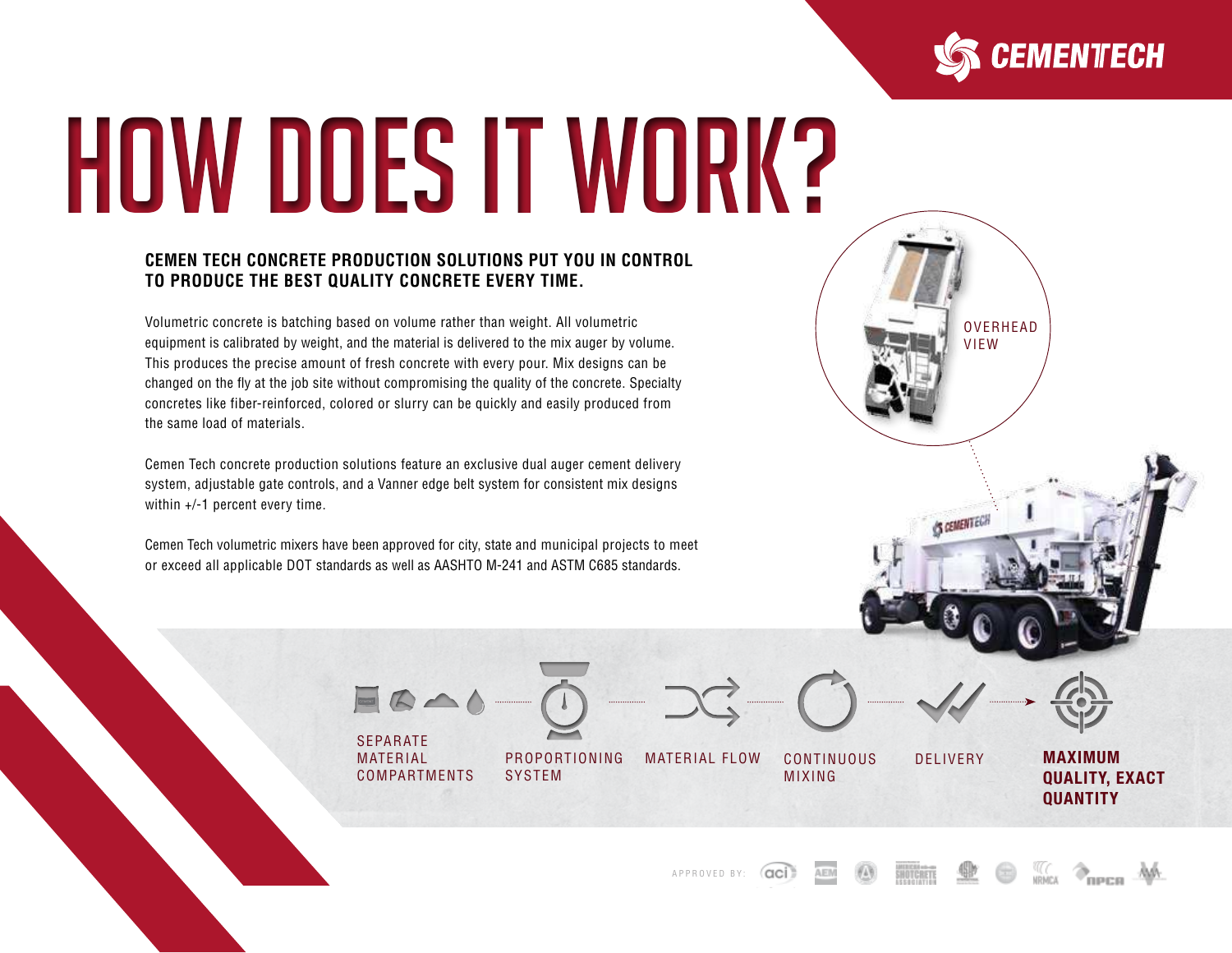# HOW DOES IT WORK?

**CEMEN TECH CONCRETE PRODUCTION SOLUTIONS PUT YOU IN CONTROL TO PRODUCE THE BEST QUALITY CONCRETE EVERY TIME.**

Volumetric concrete is batching based on volume rather than weight. All volumetric equipment is calibrated by weight, and the material is delivered to the mix auger by volume. This produces the precise amount of fresh concrete with every pour. Mix designs can be changed on the fly at the job site without compromising the quality of the concrete. Specialty concretes like fiber-reinforced, colored or slurry can be quickly and easily produced from the same load of materials.

Cemen Tech concrete production solutions feature an exclusive dual auger cement delivery system, adjustable gate controls, and a Vanner edge belt system for consistent mix designs within +/-1 percent every time.

Cemen Tech volumetric mixers have been approved for city, state and municipal projects to meet or exceed all applicable DOT standards as well as AASHTO M-241 and ASTM C685 standards.

OVERHEAD VIEW

SEPARATE MATERIAL COMPARTMENTS

PROPORTIONING SYSTEM

MATERIAL FLOW

CONTINUOUS MIXING

DELIVERY

**MAXIMUM QUALITY, EXACT QUANTITY**

APPROVED BY: aci AEM NRMCA NPCA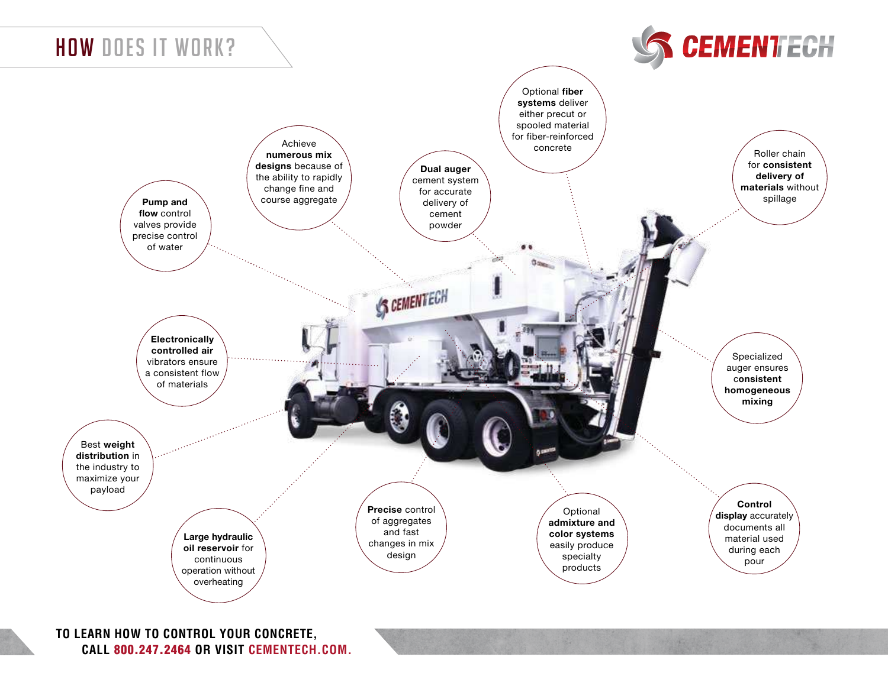# HOW DOES IT WORK?

CEMENTECH

Optional **fiber systems** deliver either precut or spooled material for fiber-reinforced concrete

Achieve **numerous mix designs** because of the ability to rapidly change fine and course aggregate

**Dual auger** cement system for accurate delivery of cement powder

Roller chain for **consistent delivery of materials** without spillage

**Pump and flow** control valves provide precise control of water

**Electronically controlled air** vibrators ensure a consistent flow of materials

Specialized auger ensures **consistent homogeneous mixing**

Best **weight distribution** in the industry to maximize your payload

**Large hydraulic oil reservoir** for continuous operation without overheating

**Precise** control of aggregates and fast changes in mix design

Optional **admixture and color systems** easily produce specialty products

**Control display** accurately documents all material used during each pour

**TO LEARN HOW TO CONTROL YOUR CONCRETE, CALL 800.247.2464 OR VISIT CEMENTECH.COM.**